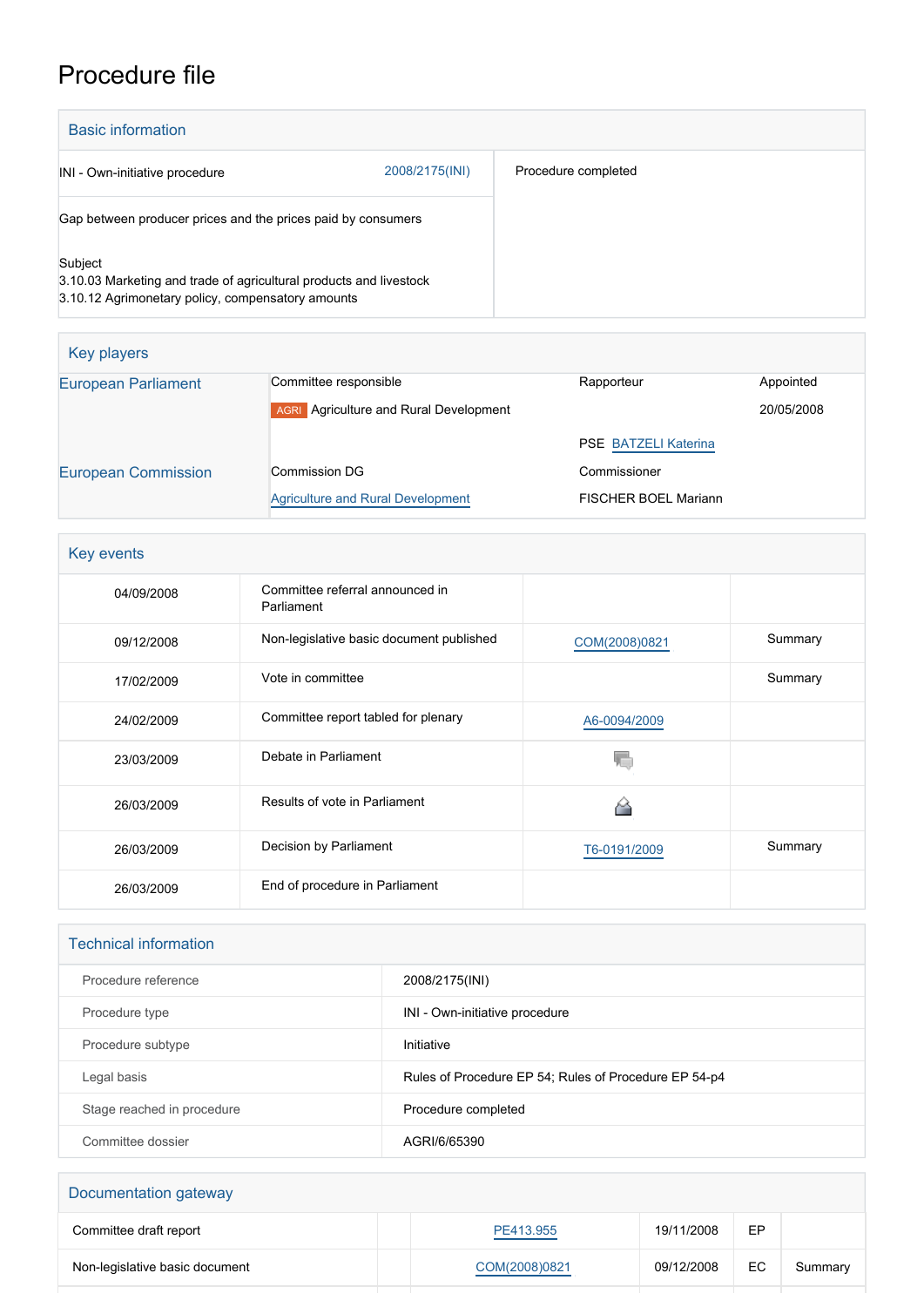# Procedure file

## Basic information

| | |
|---|---|
| INI - Own-initiative procedure 2008/2175(INI) | Procedure completed |
| Gap between producer prices and the prices paid by consumers | |
| Subject<br>3.10.03 Marketing and trade of agricultural products and livestock<br>3.10.12 Agrimonetary policy, compensatory amounts | |

## Key players

| | | | |
|---|---|---|---|
| European Parliament | Committee responsible | Rapporteur | Appointed |
| | AGRI Agriculture and Rural Development | PSE BATZELI Katerina | 20/05/2008 |
| European Commission | Commission DG | Commissioner | |
| | Agriculture and Rural Development | FISCHER BOEL Mariann | |

## Key events

| | | | |
|---|---|---|---|
| 04/09/2008 | Committee referral announced in Parliament | | |
| 09/12/2008 | Non-legislative basic document published | COM(2008)0821 | Summary |
| 17/02/2009 | Vote in committee | | Summary |
| 24/02/2009 | Committee report tabled for plenary | A6-0094/2009 | |
| 23/03/2009 | Debate in Parliament | | |
| 26/03/2009 | Results of vote in Parliament | | |
| 26/03/2009 | Decision by Parliament | T6-0191/2009 | Summary |
| 26/03/2009 | End of procedure in Parliament | | |

## Technical information

| | |
|---|---|
| Procedure reference | 2008/2175(INI) |
| Procedure type | INI - Own-initiative procedure |
| Procedure subtype | Initiative |
| Legal basis | Rules of Procedure EP 54; Rules of Procedure EP 54-p4 |
| Stage reached in procedure | Procedure completed |
| Committee dossier | AGRI/6/65390 |

## Documentation gateway

| | | | | | |
|---|---|---|---|---|---|
| Committee draft report | | PE413.955 | 19/11/2008 | EP | |
| Non-legislative basic document | | COM(2008)0821 | 09/12/2008 | EC | Summary |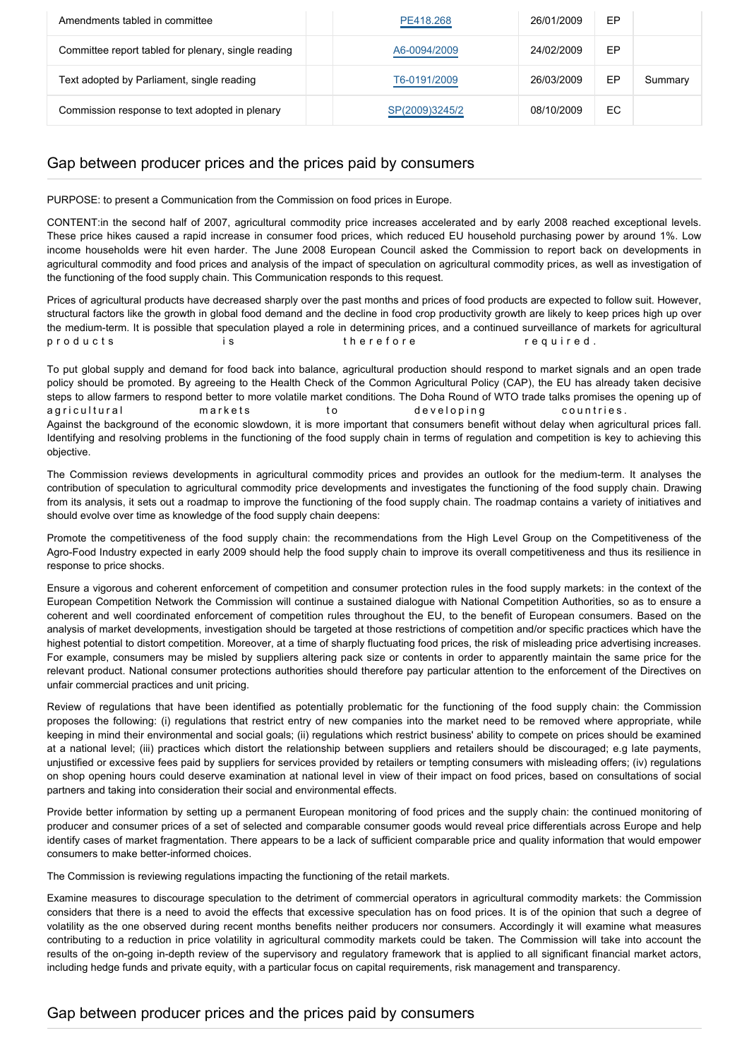| | | | | |
|---|---|---|---|---|
| Amendments tabled in committee | PE418.268 | 26/01/2009 | EP | |
| Committee report tabled for plenary, single reading | A6-0094/2009 | 24/02/2009 | EP | |
| Text adopted by Parliament, single reading | T6-0191/2009 | 26/03/2009 | EP | Summary |
| Commission response to text adopted in plenary | SP(2009)3245/2 | 08/10/2009 | EC | |

## Gap between producer prices and the prices paid by consumers

PURPOSE: to present a Communication from the Commission on food prices in Europe.

CONTENT:in the second half of 2007, agricultural commodity price increases accelerated and by early 2008 reached exceptional levels. These price hikes caused a rapid increase in consumer food prices, which reduced EU household purchasing power by around 1%. Low income households were hit even harder. The June 2008 European Council asked the Commission to report back on developments in agricultural commodity and food prices and analysis of the impact of speculation on agricultural commodity prices, as well as investigation of the functioning of the food supply chain. This Communication responds to this request.

Prices of agricultural products have decreased sharply over the past months and prices of food products are expected to follow suit. However, structural factors like the growth in global food demand and the decline in food crop productivity growth are likely to keep prices high up over the medium-term. It is possible that speculation played a role in determining prices, and a continued surveillance of markets for agricultural products is therefore required.

To put global supply and demand for food back into balance, agricultural production should respond to market signals and an open trade policy should be promoted. By agreeing to the Health Check of the Common Agricultural Policy (CAP), the EU has already taken decisive steps to allow farmers to respond better to more volatile market conditions. The Doha Round of WTO trade talks promises the opening up of agricultural markets to developing countries.
Against the background of the economic slowdown, it is more important that consumers benefit without delay when agricultural prices fall. Identifying and resolving problems in the functioning of the food supply chain in terms of regulation and competition is key to achieving this objective.

The Commission reviews developments in agricultural commodity prices and provides an outlook for the medium-term. It analyses the contribution of speculation to agricultural commodity price developments and investigates the functioning of the food supply chain. Drawing from its analysis, it sets out a roadmap to improve the functioning of the food supply chain. The roadmap contains a variety of initiatives and should evolve over time as knowledge of the food supply chain deepens:

Promote the competitiveness of the food supply chain: the recommendations from the High Level Group on the Competitiveness of the Agro-Food Industry expected in early 2009 should help the food supply chain to improve its overall competitiveness and thus its resilience in response to price shocks.

Ensure a vigorous and coherent enforcement of competition and consumer protection rules in the food supply markets: in the context of the European Competition Network the Commission will continue a sustained dialogue with National Competition Authorities, so as to ensure a coherent and well coordinated enforcement of competition rules throughout the EU, to the benefit of European consumers. Based on the analysis of market developments, investigation should be targeted at those restrictions of competition and/or specific practices which have the highest potential to distort competition. Moreover, at a time of sharply fluctuating food prices, the risk of misleading price advertising increases. For example, consumers may be misled by suppliers altering pack size or contents in order to apparently maintain the same price for the relevant product. National consumer protections authorities should therefore pay particular attention to the enforcement of the Directives on unfair commercial practices and unit pricing.

Review of regulations that have been identified as potentially problematic for the functioning of the food supply chain: the Commission proposes the following: (i) regulations that restrict entry of new companies into the market need to be removed where appropriate, while keeping in mind their environmental and social goals; (ii) regulations which restrict business' ability to compete on prices should be examined at a national level; (iii) practices which distort the relationship between suppliers and retailers should be discouraged; e.g late payments, unjustified or excessive fees paid by suppliers for services provided by retailers or tempting consumers with misleading offers; (iv) regulations on shop opening hours could deserve examination at national level in view of their impact on food prices, based on consultations of social partners and taking into consideration their social and environmental effects.

Provide better information by setting up a permanent European monitoring of food prices and the supply chain: the continued monitoring of producer and consumer prices of a set of selected and comparable consumer goods would reveal price differentials across Europe and help identify cases of market fragmentation. There appears to be a lack of sufficient comparable price and quality information that would empower consumers to make better-informed choices.

The Commission is reviewing regulations impacting the functioning of the retail markets.

Examine measures to discourage speculation to the detriment of commercial operators in agricultural commodity markets: the Commission considers that there is a need to avoid the effects that excessive speculation has on food prices. It is of the opinion that such a degree of volatility as the one observed during recent months benefits neither producers nor consumers. Accordingly it will examine what measures contributing to a reduction in price volatility in agricultural commodity markets could be taken. The Commission will take into account the results of the on-going in-depth review of the supervisory and regulatory framework that is applied to all significant financial market actors, including hedge funds and private equity, with a particular focus on capital requirements, risk management and transparency.

## Gap between producer prices and the prices paid by consumers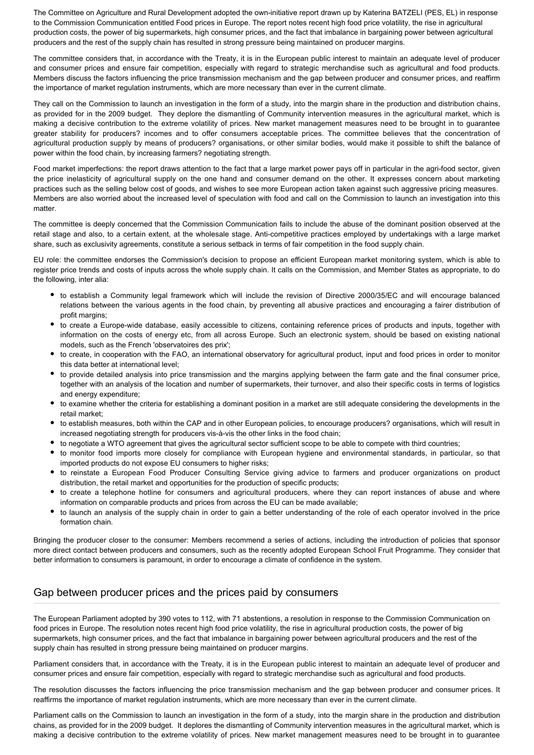The Committee on Agriculture and Rural Development adopted the own-initiative report drawn up by Katerina BATZELI (PES, EL) in response to the Commission Communication entitled Food prices in Europe. The report notes recent high food price volatility, the rise in agricultural production costs, the power of big supermarkets, high consumer prices, and the fact that imbalance in bargaining power between agricultural producers and the rest of the supply chain has resulted in strong pressure being maintained on producer margins.

The committee considers that, in accordance with the Treaty, it is in the European public interest to maintain an adequate level of producer and consumer prices and ensure fair competition, especially with regard to strategic merchandise such as agricultural and food products. Members discuss the factors influencing the price transmission mechanism and the gap between producer and consumer prices, and reaffirm the importance of market regulation instruments, which are more necessary than ever in the current climate.

They call on the Commission to launch an investigation in the form of a study, into the margin share in the production and distribution chains, as provided for in the 2009 budget. They deplore the dismantling of Community intervention measures in the agricultural market, which is making a decisive contribution to the extreme volatility of prices. New market management measures need to be brought in to guarantee greater stability for producers? incomes and to offer consumers acceptable prices. The committee believes that the concentration of agricultural production supply by means of producers? organisations, or other similar bodies, would make it possible to shift the balance of power within the food chain, by increasing farmers? negotiating strength.

Food market imperfections: the report draws attention to the fact that a large market power pays off in particular in the agri-food sector, given the price inelasticity of agricultural supply on the one hand and consumer demand on the other. It expresses concern about marketing practices such as the selling below cost of goods, and wishes to see more European action taken against such aggressive pricing measures. Members are also worried about the increased level of speculation with food and call on the Commission to launch an investigation into this matter.

The committee is deeply concerned that the Commission Communication fails to include the abuse of the dominant position observed at the retail stage and also, to a certain extent, at the wholesale stage. Anti-competitive practices employed by undertakings with a large market share, such as exclusivity agreements, constitute a serious setback in terms of fair competition in the food supply chain.

EU role: the committee endorses the Commission's decision to propose an efficient European market monitoring system, which is able to register price trends and costs of inputs across the whole supply chain. It calls on the Commission, and Member States as appropriate, to do the following, inter alia:

- to establish a Community legal framework which will include the revision of Directive 2000/35/EC and will encourage balanced relations between the various agents in the food chain, by preventing all abusive practices and encouraging a fairer distribution of profit margins;
- to create a Europe-wide database, easily accessible to citizens, containing reference prices of products and inputs, together with information on the costs of energy etc, from all across Europe. Such an electronic system, should be based on existing national models, such as the French 'observatoires des prix';
- to create, in cooperation with the FAO, an international observatory for agricultural product, input and food prices in order to monitor this data better at international level;
- to provide detailed analysis into price transmission and the margins applying between the farm gate and the final consumer price, together with an analysis of the location and number of supermarkets, their turnover, and also their specific costs in terms of logistics and energy expenditure;
- to examine whether the criteria for establishing a dominant position in a market are still adequate considering the developments in the retail market;
- to establish measures, both within the CAP and in other European policies, to encourage producers? organisations, which will result in increased negotiating strength for producers vis-à-vis the other links in the food chain;
- to negotiate a WTO agreement that gives the agricultural sector sufficient scope to be able to compete with third countries;
- to monitor food imports more closely for compliance with European hygiene and environmental standards, in particular, so that imported products do not expose EU consumers to higher risks;
- to reinstate a European Food Producer Consulting Service giving advice to farmers and producer organizations on product distribution, the retail market and opportunities for the production of specific products;
- to create a telephone hotline for consumers and agricultural producers, where they can report instances of abuse and where information on comparable products and prices from across the EU can be made available;
- to launch an analysis of the supply chain in order to gain a better understanding of the role of each operator involved in the price formation chain.

Bringing the producer closer to the consumer: Members recommend a series of actions, including the introduction of policies that sponsor more direct contact between producers and consumers, such as the recently adopted European School Fruit Programme. They consider that better information to consumers is paramount, in order to encourage a climate of confidence in the system.

## Gap between producer prices and the prices paid by consumers

The European Parliament adopted by 390 votes to 112, with 71 abstentions, a resolution in response to the Commission Communication on food prices in Europe. The resolution notes recent high food price volatility, the rise in agricultural production costs, the power of big supermarkets, high consumer prices, and the fact that imbalance in bargaining power between agricultural producers and the rest of the supply chain has resulted in strong pressure being maintained on producer margins.

Parliament considers that, in accordance with the Treaty, it is in the European public interest to maintain an adequate level of producer and consumer prices and ensure fair competition, especially with regard to strategic merchandise such as agricultural and food products.

The resolution discusses the factors influencing the price transmission mechanism and the gap between producer and consumer prices. It reaffirms the importance of market regulation instruments, which are more necessary than ever in the current climate.

Parliament calls on the Commission to launch an investigation in the form of a study, into the margin share in the production and distribution chains, as provided for in the 2009 budget. It deplores the dismantling of Community intervention measures in the agricultural market, which is making a decisive contribution to the extreme volatility of prices. New market management measures need to be brought in to guarantee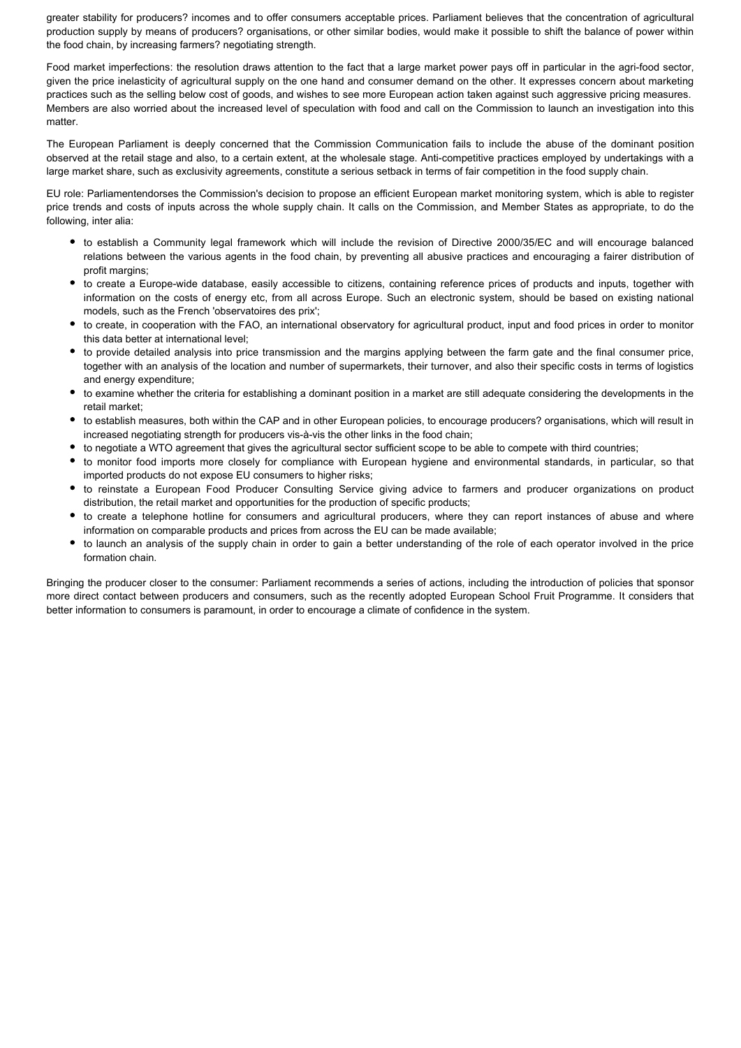greater stability for producers? incomes and to offer consumers acceptable prices. Parliament believes that the concentration of agricultural production supply by means of producers? organisations, or other similar bodies, would make it possible to shift the balance of power within the food chain, by increasing farmers? negotiating strength.

Food market imperfections: the resolution draws attention to the fact that a large market power pays off in particular in the agri-food sector, given the price inelasticity of agricultural supply on the one hand and consumer demand on the other. It expresses concern about marketing practices such as the selling below cost of goods, and wishes to see more European action taken against such aggressive pricing measures. Members are also worried about the increased level of speculation with food and call on the Commission to launch an investigation into this matter.

The European Parliament is deeply concerned that the Commission Communication fails to include the abuse of the dominant position observed at the retail stage and also, to a certain extent, at the wholesale stage. Anti-competitive practices employed by undertakings with a large market share, such as exclusivity agreements, constitute a serious setback in terms of fair competition in the food supply chain.

EU role: Parliamentendorses the Commission's decision to propose an efficient European market monitoring system, which is able to register price trends and costs of inputs across the whole supply chain. It calls on the Commission, and Member States as appropriate, to do the following, inter alia:

- to establish a Community legal framework which will include the revision of Directive 2000/35/EC and will encourage balanced relations between the various agents in the food chain, by preventing all abusive practices and encouraging a fairer distribution of profit margins;
- to create a Europe-wide database, easily accessible to citizens, containing reference prices of products and inputs, together with information on the costs of energy etc, from all across Europe. Such an electronic system, should be based on existing national models, such as the French 'observatoires des prix';
- to create, in cooperation with the FAO, an international observatory for agricultural product, input and food prices in order to monitor this data better at international level;
- to provide detailed analysis into price transmission and the margins applying between the farm gate and the final consumer price, together with an analysis of the location and number of supermarkets, their turnover, and also their specific costs in terms of logistics and energy expenditure;
- to examine whether the criteria for establishing a dominant position in a market are still adequate considering the developments in the retail market;
- to establish measures, both within the CAP and in other European policies, to encourage producers? organisations, which will result in increased negotiating strength for producers vis-à-vis the other links in the food chain;
- to negotiate a WTO agreement that gives the agricultural sector sufficient scope to be able to compete with third countries;
- to monitor food imports more closely for compliance with European hygiene and environmental standards, in particular, so that imported products do not expose EU consumers to higher risks;
- to reinstate a European Food Producer Consulting Service giving advice to farmers and producer organizations on product distribution, the retail market and opportunities for the production of specific products;
- to create a telephone hotline for consumers and agricultural producers, where they can report instances of abuse and where information on comparable products and prices from across the EU can be made available;
- to launch an analysis of the supply chain in order to gain a better understanding of the role of each operator involved in the price formation chain.

Bringing the producer closer to the consumer: Parliament recommends a series of actions, including the introduction of policies that sponsor more direct contact between producers and consumers, such as the recently adopted European School Fruit Programme. It considers that better information to consumers is paramount, in order to encourage a climate of confidence in the system.